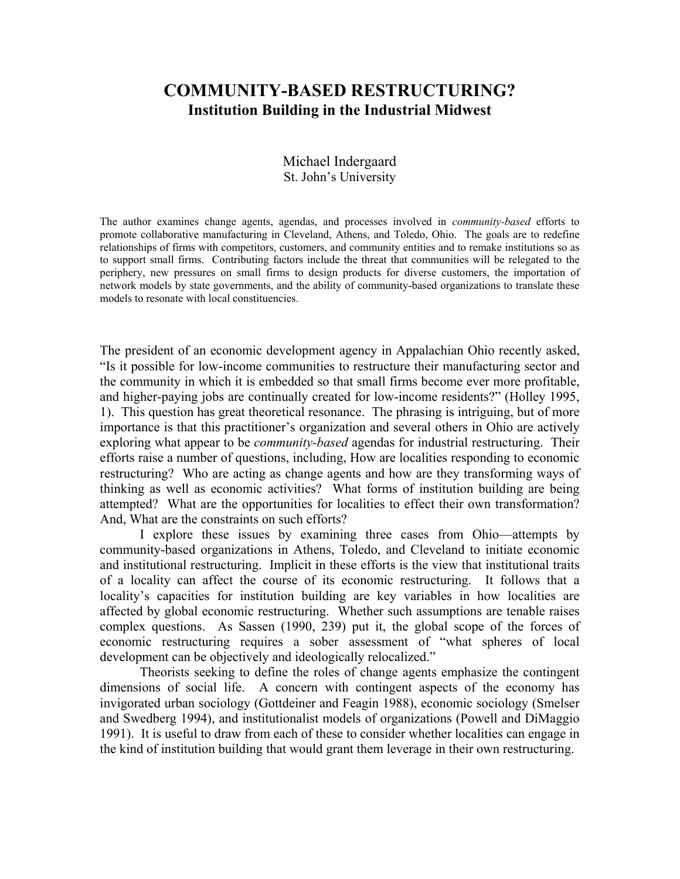# COMMUNITY-BASED RESTRUCTURING?

## Institution Building in the Industrial Midwest

Michael Indergaard
St. John's University

The author examines change agents, agendas, and processes involved in *community-based* efforts to promote collaborative manufacturing in Cleveland, Athens, and Toledo, Ohio. The goals are to redefine relationships of firms with competitors, customers, and community entities and to remake institutions so as to support small firms. Contributing factors include the threat that communities will be relegated to the periphery, new pressures on small firms to design products for diverse customers, the importation of network models by state governments, and the ability of community-based organizations to translate these models to resonate with local constituencies.

The president of an economic development agency in Appalachian Ohio recently asked, "Is it possible for low-income communities to restructure their manufacturing sector and the community in which it is embedded so that small firms become ever more profitable, and higher-paying jobs are continually created for low-income residents?" (Holley 1995, 1). This question has great theoretical resonance. The phrasing is intriguing, but of more importance is that this practitioner's organization and several others in Ohio are actively exploring what appear to be *community-based* agendas for industrial restructuring. Their efforts raise a number of questions, including, How are localities responding to economic restructuring? Who are acting as change agents and how are they transforming ways of thinking as well as economic activities? What forms of institution building are being attempted? What are the opportunities for localities to effect their own transformation? And, What are the constraints on such efforts?

I explore these issues by examining three cases from Ohio—attempts by community-based organizations in Athens, Toledo, and Cleveland to initiate economic and institutional restructuring. Implicit in these efforts is the view that institutional traits of a locality can affect the course of its economic restructuring. It follows that a locality's capacities for institution building are key variables in how localities are affected by global economic restructuring. Whether such assumptions are tenable raises complex questions. As Sassen (1990, 239) put it, the global scope of the forces of economic restructuring requires a sober assessment of "what spheres of local development can be objectively and ideologically relocalized."

Theorists seeking to define the roles of change agents emphasize the contingent dimensions of social life. A concern with contingent aspects of the economy has invigorated urban sociology (Gottdeiner and Feagin 1988), economic sociology (Smelser and Swedberg 1994), and institutionalist models of organizations (Powell and DiMaggio 1991). It is useful to draw from each of these to consider whether localities can engage in the kind of institution building that would grant them leverage in their own restructuring.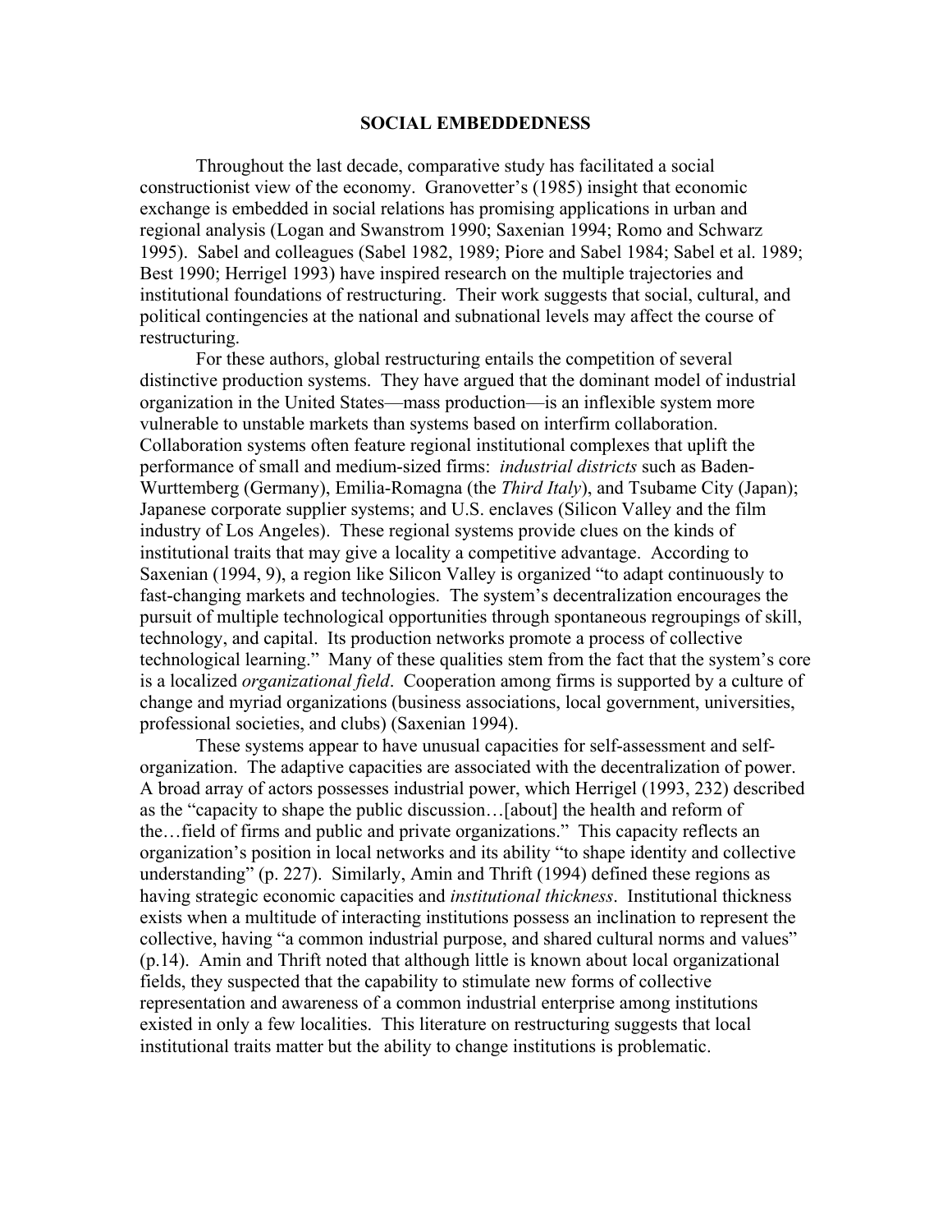## SOCIAL EMBEDDEDNESS

Throughout the last decade, comparative study has facilitated a social constructionist view of the economy. Granovetter's (1985) insight that economic exchange is embedded in social relations has promising applications in urban and regional analysis (Logan and Swanstrom 1990; Saxenian 1994; Romo and Schwarz 1995). Sabel and colleagues (Sabel 1982, 1989; Piore and Sabel 1984; Sabel et al. 1989; Best 1990; Herrigel 1993) have inspired research on the multiple trajectories and institutional foundations of restructuring. Their work suggests that social, cultural, and political contingencies at the national and subnational levels may affect the course of restructuring.

For these authors, global restructuring entails the competition of several distinctive production systems. They have argued that the dominant model of industrial organization in the United States—mass production—is an inflexible system more vulnerable to unstable markets than systems based on interfirm collaboration. Collaboration systems often feature regional institutional complexes that uplift the performance of small and medium-sized firms: *industrial districts* such as Baden-Wurttemberg (Germany), Emilia-Romagna (the *Third Italy*), and Tsubame City (Japan); Japanese corporate supplier systems; and U.S. enclaves (Silicon Valley and the film industry of Los Angeles). These regional systems provide clues on the kinds of institutional traits that may give a locality a competitive advantage. According to Saxenian (1994, 9), a region like Silicon Valley is organized "to adapt continuously to fast-changing markets and technologies. The system's decentralization encourages the pursuit of multiple technological opportunities through spontaneous regroupings of skill, technology, and capital. Its production networks promote a process of collective technological learning." Many of these qualities stem from the fact that the system's core is a localized *organizational field*. Cooperation among firms is supported by a culture of change and myriad organizations (business associations, local government, universities, professional societies, and clubs) (Saxenian 1994).

These systems appear to have unusual capacities for self-assessment and self-organization. The adaptive capacities are associated with the decentralization of power. A broad array of actors possesses industrial power, which Herrigel (1993, 232) described as the "capacity to shape the public discussion…[about] the health and reform of the…field of firms and public and private organizations." This capacity reflects an organization's position in local networks and its ability "to shape identity and collective understanding" (p. 227). Similarly, Amin and Thrift (1994) defined these regions as having strategic economic capacities and *institutional thickness*. Institutional thickness exists when a multitude of interacting institutions possess an inclination to represent the collective, having "a common industrial purpose, and shared cultural norms and values" (p.14). Amin and Thrift noted that although little is known about local organizational fields, they suspected that the capability to stimulate new forms of collective representation and awareness of a common industrial enterprise among institutions existed in only a few localities. This literature on restructuring suggests that local institutional traits matter but the ability to change institutions is problematic.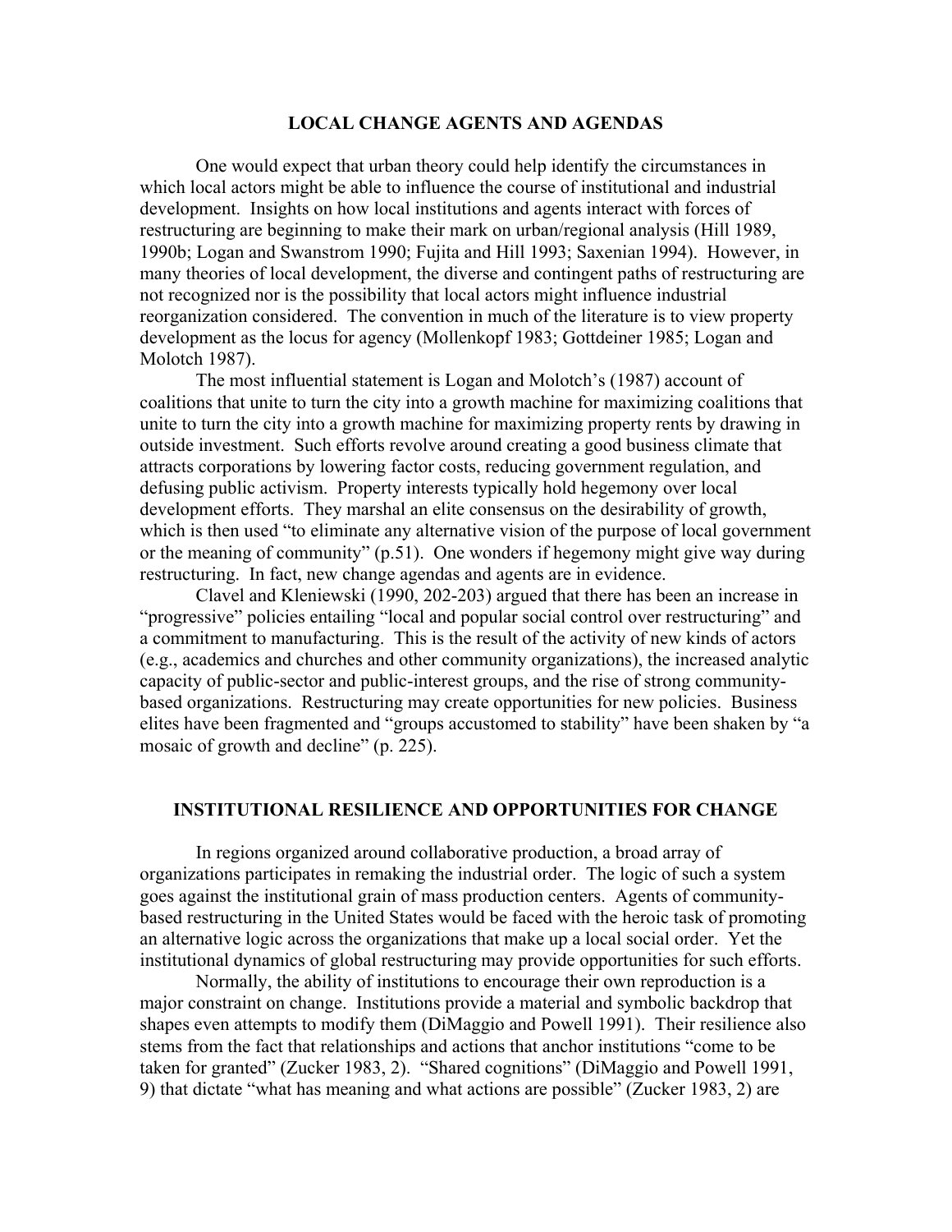## LOCAL CHANGE AGENTS AND AGENDAS

One would expect that urban theory could help identify the circumstances in which local actors might be able to influence the course of institutional and industrial development. Insights on how local institutions and agents interact with forces of restructuring are beginning to make their mark on urban/regional analysis (Hill 1989, 1990b; Logan and Swanstrom 1990; Fujita and Hill 1993; Saxenian 1994). However, in many theories of local development, the diverse and contingent paths of restructuring are not recognized nor is the possibility that local actors might influence industrial reorganization considered. The convention in much of the literature is to view property development as the locus for agency (Mollenkopf 1983; Gottdeiner 1985; Logan and Molotch 1987).

The most influential statement is Logan and Molotch's (1987) account of coalitions that unite to turn the city into a growth machine for maximizing coalitions that unite to turn the city into a growth machine for maximizing property rents by drawing in outside investment. Such efforts revolve around creating a good business climate that attracts corporations by lowering factor costs, reducing government regulation, and defusing public activism. Property interests typically hold hegemony over local development efforts. They marshal an elite consensus on the desirability of growth, which is then used "to eliminate any alternative vision of the purpose of local government or the meaning of community" (p.51). One wonders if hegemony might give way during restructuring. In fact, new change agendas and agents are in evidence.

Clavel and Kleniewski (1990, 202-203) argued that there has been an increase in "progressive" policies entailing "local and popular social control over restructuring" and a commitment to manufacturing. This is the result of the activity of new kinds of actors (e.g., academics and churches and other community organizations), the increased analytic capacity of public-sector and public-interest groups, and the rise of strong community-based organizations. Restructuring may create opportunities for new policies. Business elites have been fragmented and "groups accustomed to stability" have been shaken by "a mosaic of growth and decline" (p. 225).

## INSTITUTIONAL RESILIENCE AND OPPORTUNITIES FOR CHANGE

In regions organized around collaborative production, a broad array of organizations participates in remaking the industrial order. The logic of such a system goes against the institutional grain of mass production centers. Agents of community-based restructuring in the United States would be faced with the heroic task of promoting an alternative logic across the organizations that make up a local social order. Yet the institutional dynamics of global restructuring may provide opportunities for such efforts.

Normally, the ability of institutions to encourage their own reproduction is a major constraint on change. Institutions provide a material and symbolic backdrop that shapes even attempts to modify them (DiMaggio and Powell 1991). Their resilience also stems from the fact that relationships and actions that anchor institutions "come to be taken for granted" (Zucker 1983, 2). "Shared cognitions" (DiMaggio and Powell 1991, 9) that dictate "what has meaning and what actions are possible" (Zucker 1983, 2) are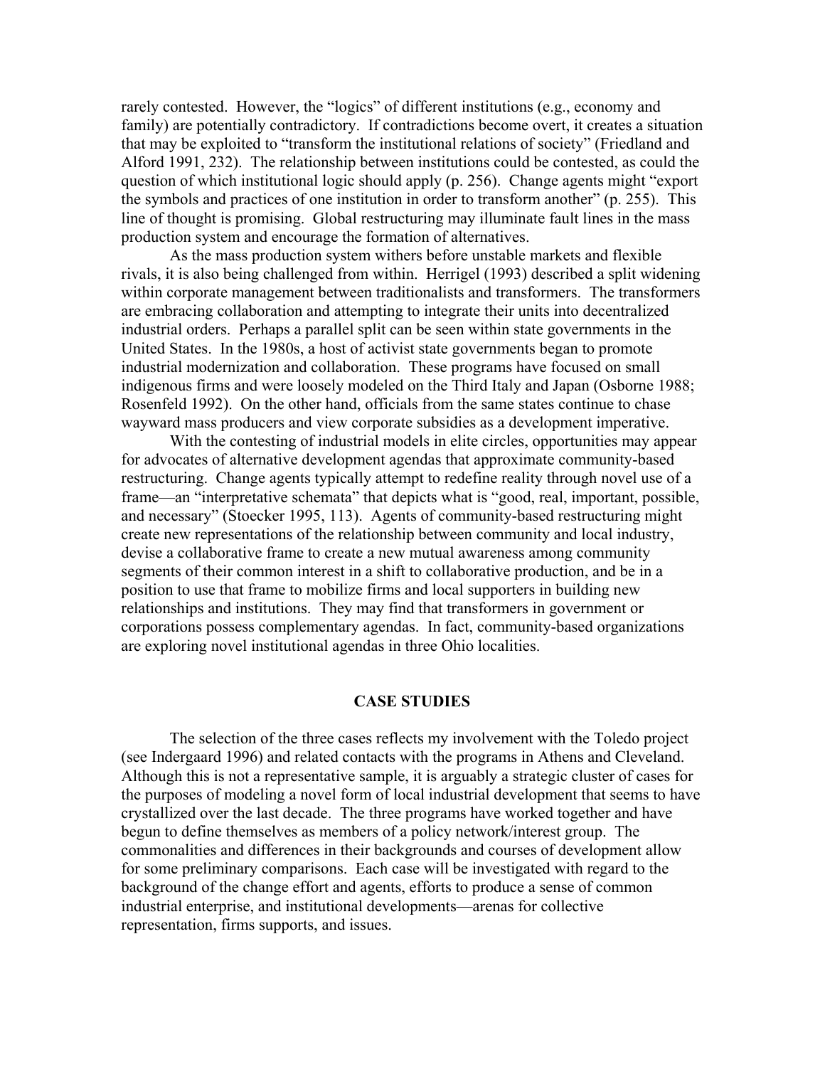rarely contested. However, the "logics" of different institutions (e.g., economy and family) are potentially contradictory. If contradictions become overt, it creates a situation that may be exploited to "transform the institutional relations of society" (Friedland and Alford 1991, 232). The relationship between institutions could be contested, as could the question of which institutional logic should apply (p. 256). Change agents might "export the symbols and practices of one institution in order to transform another" (p. 255). This line of thought is promising. Global restructuring may illuminate fault lines in the mass production system and encourage the formation of alternatives.

As the mass production system withers before unstable markets and flexible rivals, it is also being challenged from within. Herrigel (1993) described a split widening within corporate management between traditionalists and transformers. The transformers are embracing collaboration and attempting to integrate their units into decentralized industrial orders. Perhaps a parallel split can be seen within state governments in the United States. In the 1980s, a host of activist state governments began to promote industrial modernization and collaboration. These programs have focused on small indigenous firms and were loosely modeled on the Third Italy and Japan (Osborne 1988; Rosenfeld 1992). On the other hand, officials from the same states continue to chase wayward mass producers and view corporate subsidies as a development imperative.

With the contesting of industrial models in elite circles, opportunities may appear for advocates of alternative development agendas that approximate community-based restructuring. Change agents typically attempt to redefine reality through novel use of a frame—an "interpretative schemata" that depicts what is "good, real, important, possible, and necessary" (Stoecker 1995, 113). Agents of community-based restructuring might create new representations of the relationship between community and local industry, devise a collaborative frame to create a new mutual awareness among community segments of their common interest in a shift to collaborative production, and be in a position to use that frame to mobilize firms and local supporters in building new relationships and institutions. They may find that transformers in government or corporations possess complementary agendas. In fact, community-based organizations are exploring novel institutional agendas in three Ohio localities.

## CASE STUDIES

The selection of the three cases reflects my involvement with the Toledo project (see Indergaard 1996) and related contacts with the programs in Athens and Cleveland. Although this is not a representative sample, it is arguably a strategic cluster of cases for the purposes of modeling a novel form of local industrial development that seems to have crystallized over the last decade. The three programs have worked together and have begun to define themselves as members of a policy network/interest group. The commonalities and differences in their backgrounds and courses of development allow for some preliminary comparisons. Each case will be investigated with regard to the background of the change effort and agents, efforts to produce a sense of common industrial enterprise, and institutional developments—arenas for collective representation, firms supports, and issues.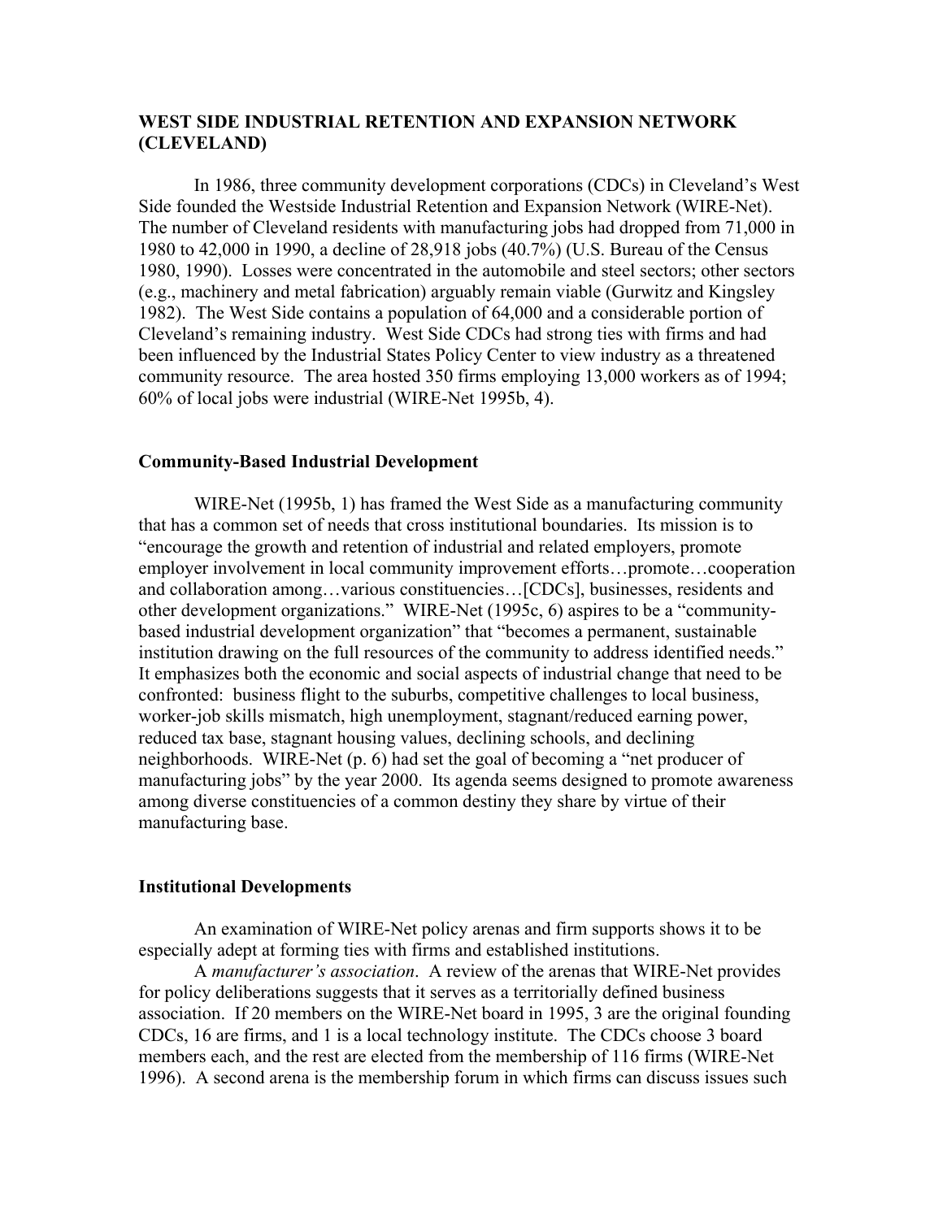## WEST SIDE INDUSTRIAL RETENTION AND EXPANSION NETWORK (CLEVELAND)

In 1986, three community development corporations (CDCs) in Cleveland's West Side founded the Westside Industrial Retention and Expansion Network (WIRE-Net). The number of Cleveland residents with manufacturing jobs had dropped from 71,000 in 1980 to 42,000 in 1990, a decline of 28,918 jobs (40.7%) (U.S. Bureau of the Census 1980, 1990). Losses were concentrated in the automobile and steel sectors; other sectors (e.g., machinery and metal fabrication) arguably remain viable (Gurwitz and Kingsley 1982). The West Side contains a population of 64,000 and a considerable portion of Cleveland's remaining industry. West Side CDCs had strong ties with firms and had been influenced by the Industrial States Policy Center to view industry as a threatened community resource. The area hosted 350 firms employing 13,000 workers as of 1994; 60% of local jobs were industrial (WIRE-Net 1995b, 4).

### Community-Based Industrial Development

WIRE-Net (1995b, 1) has framed the West Side as a manufacturing community that has a common set of needs that cross institutional boundaries. Its mission is to "encourage the growth and retention of industrial and related employers, promote employer involvement in local community improvement efforts…promote…cooperation and collaboration among…various constituencies…[CDCs], businesses, residents and other development organizations." WIRE-Net (1995c, 6) aspires to be a "community-based industrial development organization" that "becomes a permanent, sustainable institution drawing on the full resources of the community to address identified needs." It emphasizes both the economic and social aspects of industrial change that need to be confronted: business flight to the suburbs, competitive challenges to local business, worker-job skills mismatch, high unemployment, stagnant/reduced earning power, reduced tax base, stagnant housing values, declining schools, and declining neighborhoods. WIRE-Net (p. 6) had set the goal of becoming a "net producer of manufacturing jobs" by the year 2000. Its agenda seems designed to promote awareness among diverse constituencies of a common destiny they share by virtue of their manufacturing base.

### Institutional Developments

An examination of WIRE-Net policy arenas and firm supports shows it to be especially adept at forming ties with firms and established institutions.

A *manufacturer's association*. A review of the arenas that WIRE-Net provides for policy deliberations suggests that it serves as a territorially defined business association. If 20 members on the WIRE-Net board in 1995, 3 are the original founding CDCs, 16 are firms, and 1 is a local technology institute. The CDCs choose 3 board members each, and the rest are elected from the membership of 116 firms (WIRE-Net 1996). A second arena is the membership forum in which firms can discuss issues such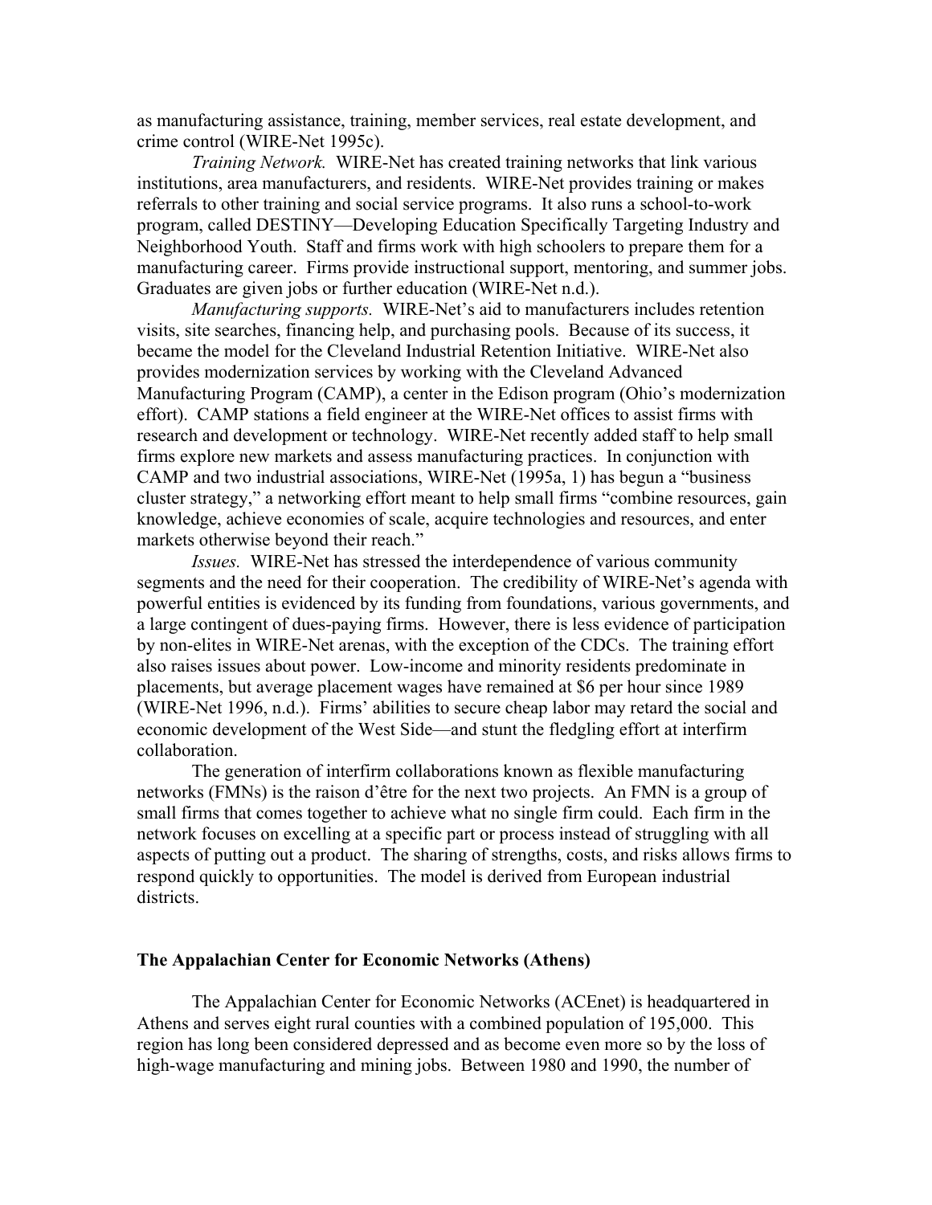as manufacturing assistance, training, member services, real estate development, and crime control (WIRE-Net 1995c).

*Training Network.* WIRE-Net has created training networks that link various institutions, area manufacturers, and residents. WIRE-Net provides training or makes referrals to other training and social service programs. It also runs a school-to-work program, called DESTINY—Developing Education Specifically Targeting Industry and Neighborhood Youth. Staff and firms work with high schoolers to prepare them for a manufacturing career. Firms provide instructional support, mentoring, and summer jobs. Graduates are given jobs or further education (WIRE-Net n.d.).

*Manufacturing supports.* WIRE-Net's aid to manufacturers includes retention visits, site searches, financing help, and purchasing pools. Because of its success, it became the model for the Cleveland Industrial Retention Initiative. WIRE-Net also provides modernization services by working with the Cleveland Advanced Manufacturing Program (CAMP), a center in the Edison program (Ohio's modernization effort). CAMP stations a field engineer at the WIRE-Net offices to assist firms with research and development or technology. WIRE-Net recently added staff to help small firms explore new markets and assess manufacturing practices. In conjunction with CAMP and two industrial associations, WIRE-Net (1995a, 1) has begun a "business cluster strategy," a networking effort meant to help small firms "combine resources, gain knowledge, achieve economies of scale, acquire technologies and resources, and enter markets otherwise beyond their reach."

*Issues.* WIRE-Net has stressed the interdependence of various community segments and the need for their cooperation. The credibility of WIRE-Net's agenda with powerful entities is evidenced by its funding from foundations, various governments, and a large contingent of dues-paying firms. However, there is less evidence of participation by non-elites in WIRE-Net arenas, with the exception of the CDCs. The training effort also raises issues about power. Low-income and minority residents predominate in placements, but average placement wages have remained at $6 per hour since 1989 (WIRE-Net 1996, n.d.). Firms' abilities to secure cheap labor may retard the social and economic development of the West Side—and stunt the fledgling effort at interfirm collaboration.

The generation of interfirm collaborations known as flexible manufacturing networks (FMNs) is the raison d'être for the next two projects. An FMN is a group of small firms that comes together to achieve what no single firm could. Each firm in the network focuses on excelling at a specific part or process instead of struggling with all aspects of putting out a product. The sharing of strengths, costs, and risks allows firms to respond quickly to opportunities. The model is derived from European industrial districts.

### The Appalachian Center for Economic Networks (Athens)

The Appalachian Center for Economic Networks (ACEnet) is headquartered in Athens and serves eight rural counties with a combined population of 195,000. This region has long been considered depressed and as become even more so by the loss of high-wage manufacturing and mining jobs. Between 1980 and 1990, the number of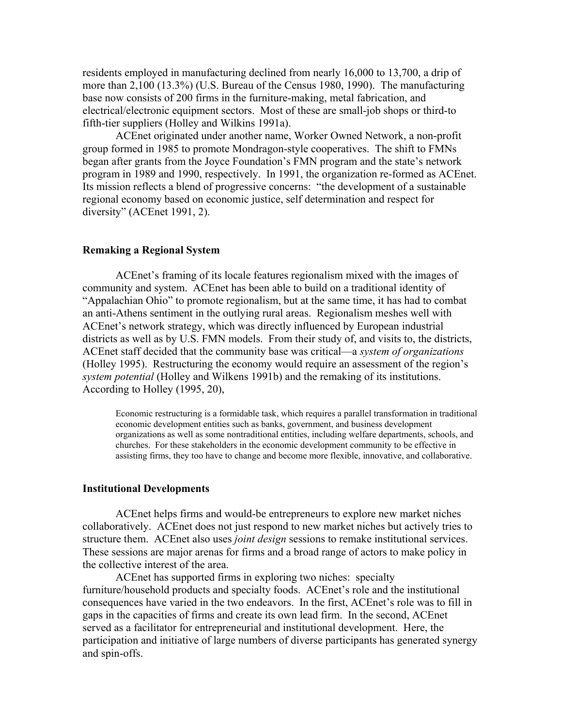residents employed in manufacturing declined from nearly 16,000 to 13,700, a drip of more than 2,100 (13.3%) (U.S. Bureau of the Census 1980, 1990). The manufacturing base now consists of 200 firms in the furniture-making, metal fabrication, and electrical/electronic equipment sectors. Most of these are small-job shops or third-to fifth-tier suppliers (Holley and Wilkins 1991a).

ACEnet originated under another name, Worker Owned Network, a non-profit group formed in 1985 to promote Mondragon-style cooperatives. The shift to FMNs began after grants from the Joyce Foundation's FMN program and the state's network program in 1989 and 1990, respectively. In 1991, the organization re-formed as ACEnet. Its mission reflects a blend of progressive concerns: "the development of a sustainable regional economy based on economic justice, self determination and respect for diversity" (ACEnet 1991, 2).

### Remaking a Regional System

ACEnet's framing of its locale features regionalism mixed with the images of community and system. ACEnet has been able to build on a traditional identity of "Appalachian Ohio" to promote regionalism, but at the same time, it has had to combat an anti-Athens sentiment in the outlying rural areas. Regionalism meshes well with ACEnet's network strategy, which was directly influenced by European industrial districts as well as by U.S. FMN models. From their study of, and visits to, the districts, ACEnet staff decided that the community base was critical—a *system of organizations* (Holley 1995). Restructuring the economy would require an assessment of the region's *system potential* (Holley and Wilkens 1991b) and the remaking of its institutions. According to Holley (1995, 20),

> Economic restructuring is a formidable task, which requires a parallel transformation in traditional economic development entities such as banks, government, and business development organizations as well as some nontraditional entities, including welfare departments, schools, and churches. For these stakeholders in the economic development community to be effective in assisting firms, they too have to change and become more flexible, innovative, and collaborative.

### Institutional Developments

ACEnet helps firms and would-be entrepreneurs to explore new market niches collaboratively. ACEnet does not just respond to new market niches but actively tries to structure them. ACEnet also uses *joint design* sessions to remake institutional services. These sessions are major arenas for firms and a broad range of actors to make policy in the collective interest of the area.

ACEnet has supported firms in exploring two niches: specialty furniture/household products and specialty foods. ACEnet's role and the institutional consequences have varied in the two endeavors. In the first, ACEnet's role was to fill in gaps in the capacities of firms and create its own lead firm. In the second, ACEnet served as a facilitator for entrepreneurial and institutional development. Here, the participation and initiative of large numbers of diverse participants has generated synergy and spin-offs.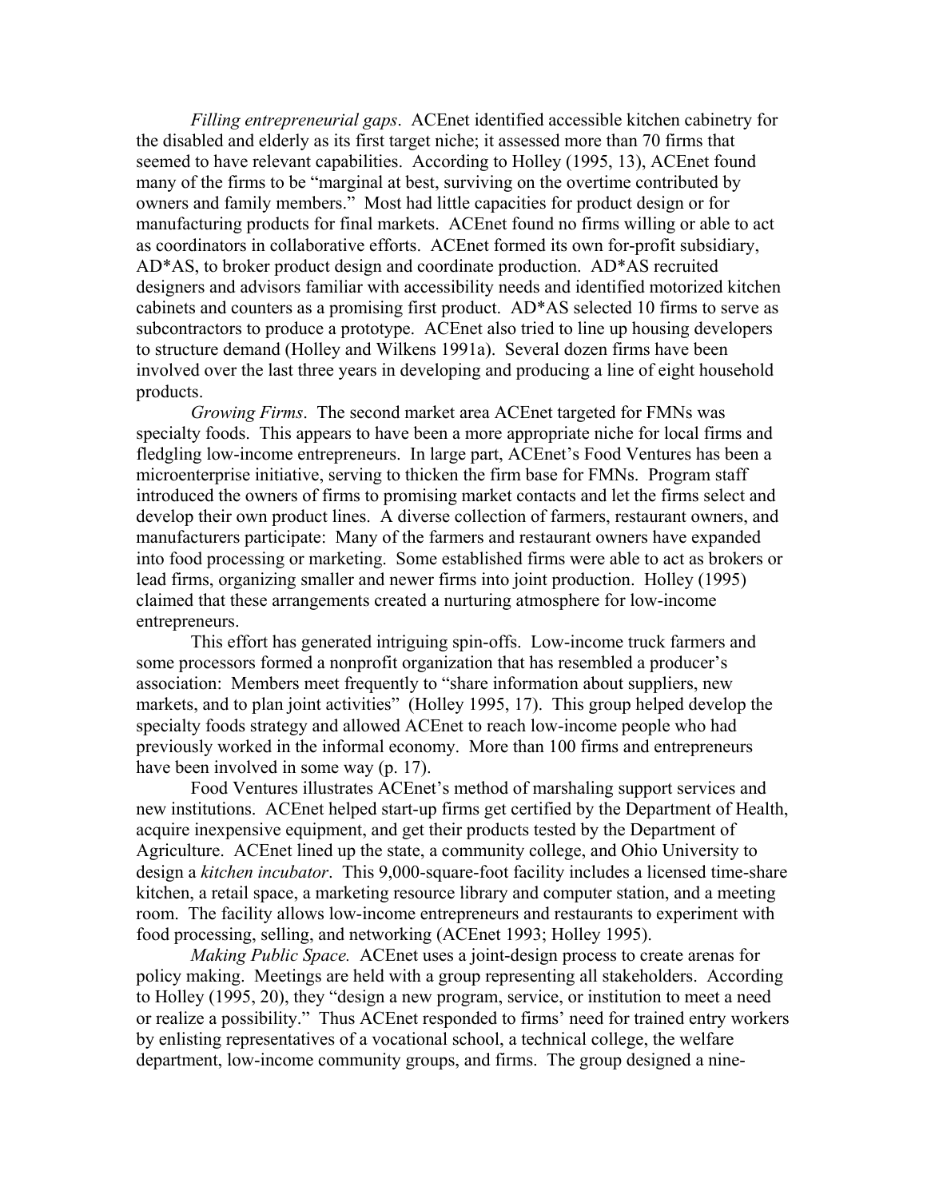*Filling entrepreneurial gaps*. ACEnet identified accessible kitchen cabinetry for the disabled and elderly as its first target niche; it assessed more than 70 firms that seemed to have relevant capabilities. According to Holley (1995, 13), ACEnet found many of the firms to be "marginal at best, surviving on the overtime contributed by owners and family members." Most had little capacities for product design or for manufacturing products for final markets. ACEnet found no firms willing or able to act as coordinators in collaborative efforts. ACEnet formed its own for-profit subsidiary, AD*AS, to broker product design and coordinate production. AD*AS recruited designers and advisors familiar with accessibility needs and identified motorized kitchen cabinets and counters as a promising first product. AD*AS selected 10 firms to serve as subcontractors to produce a prototype. ACEnet also tried to line up housing developers to structure demand (Holley and Wilkens 1991a). Several dozen firms have been involved over the last three years in developing and producing a line of eight household products.

*Growing Firms*. The second market area ACEnet targeted for FMNs was specialty foods. This appears to have been a more appropriate niche for local firms and fledgling low-income entrepreneurs. In large part, ACEnet's Food Ventures has been a microenterprise initiative, serving to thicken the firm base for FMNs. Program staff introduced the owners of firms to promising market contacts and let the firms select and develop their own product lines. A diverse collection of farmers, restaurant owners, and manufacturers participate: Many of the farmers and restaurant owners have expanded into food processing or marketing. Some established firms were able to act as brokers or lead firms, organizing smaller and newer firms into joint production. Holley (1995) claimed that these arrangements created a nurturing atmosphere for low-income entrepreneurs.

This effort has generated intriguing spin-offs. Low-income truck farmers and some processors formed a nonprofit organization that has resembled a producer's association: Members meet frequently to "share information about suppliers, new markets, and to plan joint activities" (Holley 1995, 17). This group helped develop the specialty foods strategy and allowed ACEnet to reach low-income people who had previously worked in the informal economy. More than 100 firms and entrepreneurs have been involved in some way (p. 17).

Food Ventures illustrates ACEnet's method of marshaling support services and new institutions. ACEnet helped start-up firms get certified by the Department of Health, acquire inexpensive equipment, and get their products tested by the Department of Agriculture. ACEnet lined up the state, a community college, and Ohio University to design a *kitchen incubator*. This 9,000-square-foot facility includes a licensed time-share kitchen, a retail space, a marketing resource library and computer station, and a meeting room. The facility allows low-income entrepreneurs and restaurants to experiment with food processing, selling, and networking (ACEnet 1993; Holley 1995).

*Making Public Space.* ACEnet uses a joint-design process to create arenas for policy making. Meetings are held with a group representing all stakeholders. According to Holley (1995, 20), they "design a new program, service, or institution to meet a need or realize a possibility." Thus ACEnet responded to firms' need for trained entry workers by enlisting representatives of a vocational school, a technical college, the welfare department, low-income community groups, and firms. The group designed a nine-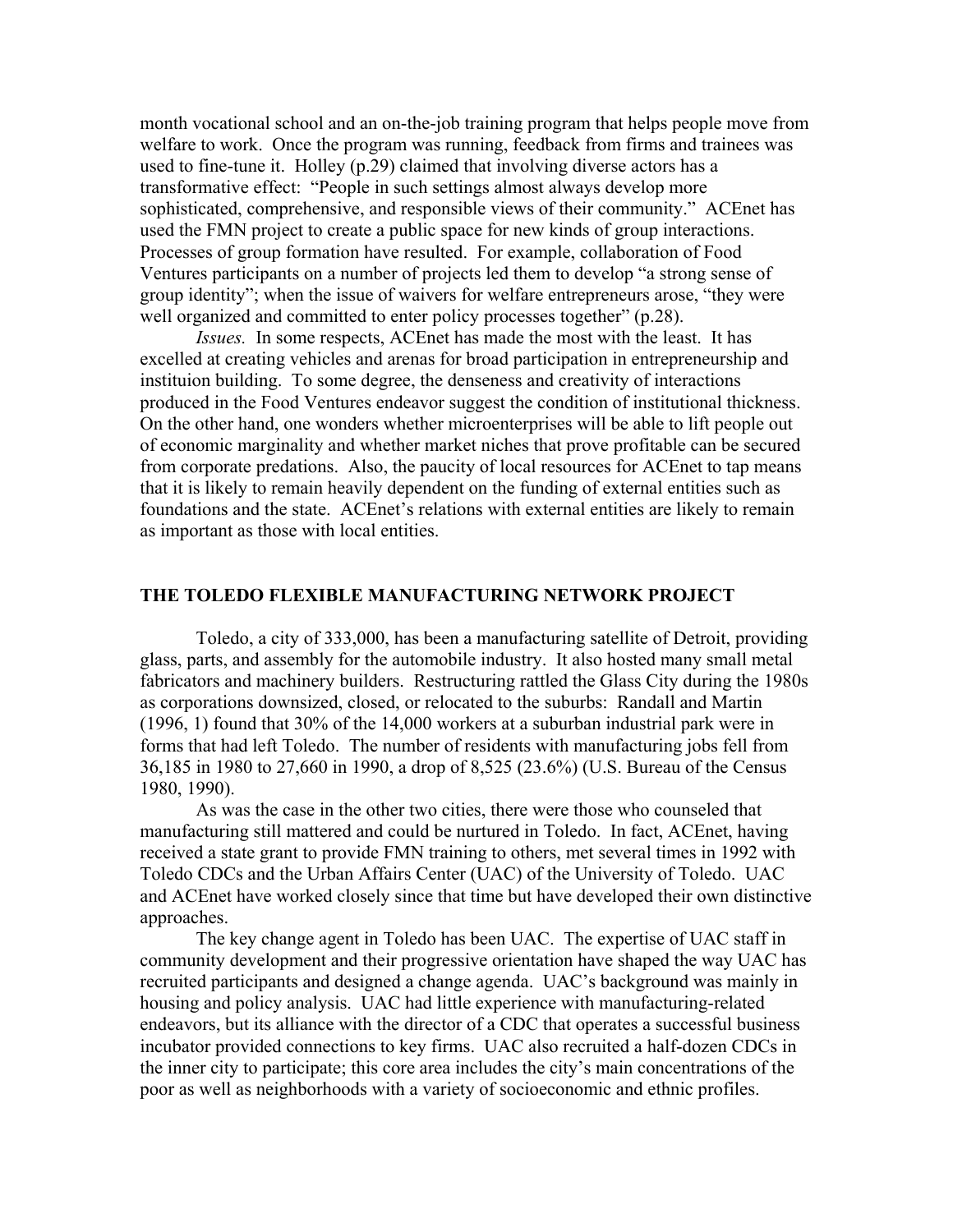month vocational school and an on-the-job training program that helps people move from welfare to work. Once the program was running, feedback from firms and trainees was used to fine-tune it. Holley (p.29) claimed that involving diverse actors has a transformative effect: "People in such settings almost always develop more sophisticated, comprehensive, and responsible views of their community." ACEnet has used the FMN project to create a public space for new kinds of group interactions. Processes of group formation have resulted. For example, collaboration of Food Ventures participants on a number of projects led them to develop "a strong sense of group identity"; when the issue of waivers for welfare entrepreneurs arose, "they were well organized and committed to enter policy processes together" (p.28).

*Issues.* In some respects, ACEnet has made the most with the least. It has excelled at creating vehicles and arenas for broad participation in entrepreneurship and instituion building. To some degree, the denseness and creativity of interactions produced in the Food Ventures endeavor suggest the condition of institutional thickness. On the other hand, one wonders whether microenterprises will be able to lift people out of economic marginality and whether market niches that prove profitable can be secured from corporate predations. Also, the paucity of local resources for ACEnet to tap means that it is likely to remain heavily dependent on the funding of external entities such as foundations and the state. ACEnet's relations with external entities are likely to remain as important as those with local entities.

## THE TOLEDO FLEXIBLE MANUFACTURING NETWORK PROJECT

Toledo, a city of 333,000, has been a manufacturing satellite of Detroit, providing glass, parts, and assembly for the automobile industry. It also hosted many small metal fabricators and machinery builders. Restructuring rattled the Glass City during the 1980s as corporations downsized, closed, or relocated to the suburbs: Randall and Martin (1996, 1) found that 30% of the 14,000 workers at a suburban industrial park were in forms that had left Toledo. The number of residents with manufacturing jobs fell from 36,185 in 1980 to 27,660 in 1990, a drop of 8,525 (23.6%) (U.S. Bureau of the Census 1980, 1990).

As was the case in the other two cities, there were those who counseled that manufacturing still mattered and could be nurtured in Toledo. In fact, ACEnet, having received a state grant to provide FMN training to others, met several times in 1992 with Toledo CDCs and the Urban Affairs Center (UAC) of the University of Toledo. UAC and ACEnet have worked closely since that time but have developed their own distinctive approaches.

The key change agent in Toledo has been UAC. The expertise of UAC staff in community development and their progressive orientation have shaped the way UAC has recruited participants and designed a change agenda. UAC's background was mainly in housing and policy analysis. UAC had little experience with manufacturing-related endeavors, but its alliance with the director of a CDC that operates a successful business incubator provided connections to key firms. UAC also recruited a half-dozen CDCs in the inner city to participate; this core area includes the city's main concentrations of the poor as well as neighborhoods with a variety of socioeconomic and ethnic profiles.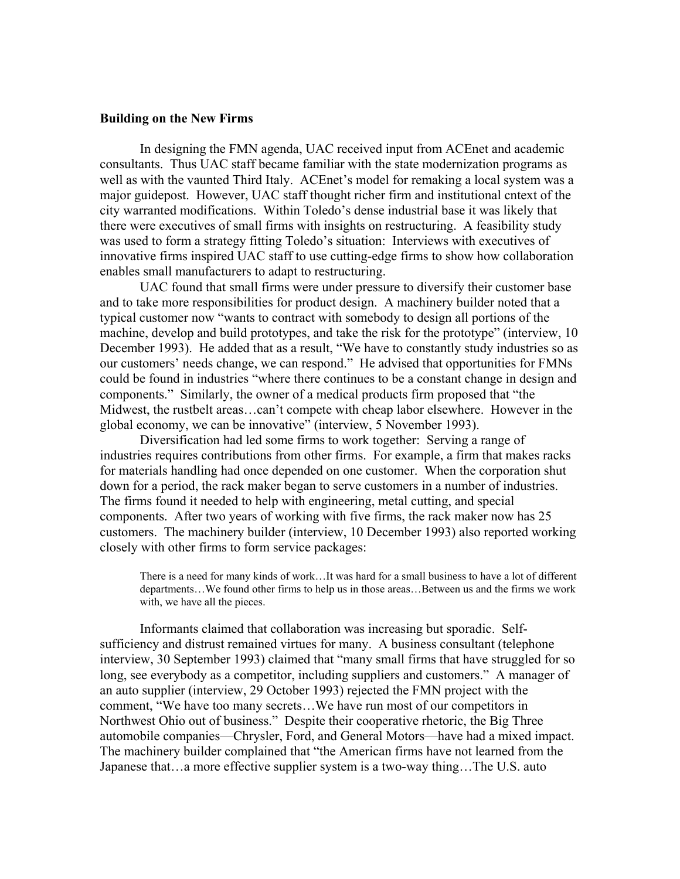### Building on the New Firms

In designing the FMN agenda, UAC received input from ACEnet and academic consultants. Thus UAC staff became familiar with the state modernization programs as well as with the vaunted Third Italy. ACEnet's model for remaking a local system was a major guidepost. However, UAC staff thought richer firm and institutional cntext of the city warranted modifications. Within Toledo's dense industrial base it was likely that there were executives of small firms with insights on restructuring. A feasibility study was used to form a strategy fitting Toledo's situation: Interviews with executives of innovative firms inspired UAC staff to use cutting-edge firms to show how collaboration enables small manufacturers to adapt to restructuring.

UAC found that small firms were under pressure to diversify their customer base and to take more responsibilities for product design. A machinery builder noted that a typical customer now "wants to contract with somebody to design all portions of the machine, develop and build prototypes, and take the risk for the prototype" (interview, 10 December 1993). He added that as a result, "We have to constantly study industries so as our customers' needs change, we can respond." He advised that opportunities for FMNs could be found in industries "where there continues to be a constant change in design and components." Similarly, the owner of a medical products firm proposed that "the Midwest, the rustbelt areas…can't compete with cheap labor elsewhere. However in the global economy, we can be innovative" (interview, 5 November 1993).

Diversification had led some firms to work together: Serving a range of industries requires contributions from other firms. For example, a firm that makes racks for materials handling had once depended on one customer. When the corporation shut down for a period, the rack maker began to serve customers in a number of industries. The firms found it needed to help with engineering, metal cutting, and special components. After two years of working with five firms, the rack maker now has 25 customers. The machinery builder (interview, 10 December 1993) also reported working closely with other firms to form service packages:

> There is a need for many kinds of work…It was hard for a small business to have a lot of different departments…We found other firms to help us in those areas…Between us and the firms we work with, we have all the pieces.

Informants claimed that collaboration was increasing but sporadic. Self-sufficiency and distrust remained virtues for many. A business consultant (telephone interview, 30 September 1993) claimed that "many small firms that have struggled for so long, see everybody as a competitor, including suppliers and customers." A manager of an auto supplier (interview, 29 October 1993) rejected the FMN project with the comment, "We have too many secrets…We have run most of our competitors in Northwest Ohio out of business." Despite their cooperative rhetoric, the Big Three automobile companies—Chrysler, Ford, and General Motors—have had a mixed impact. The machinery builder complained that "the American firms have not learned from the Japanese that…a more effective supplier system is a two-way thing…The U.S. auto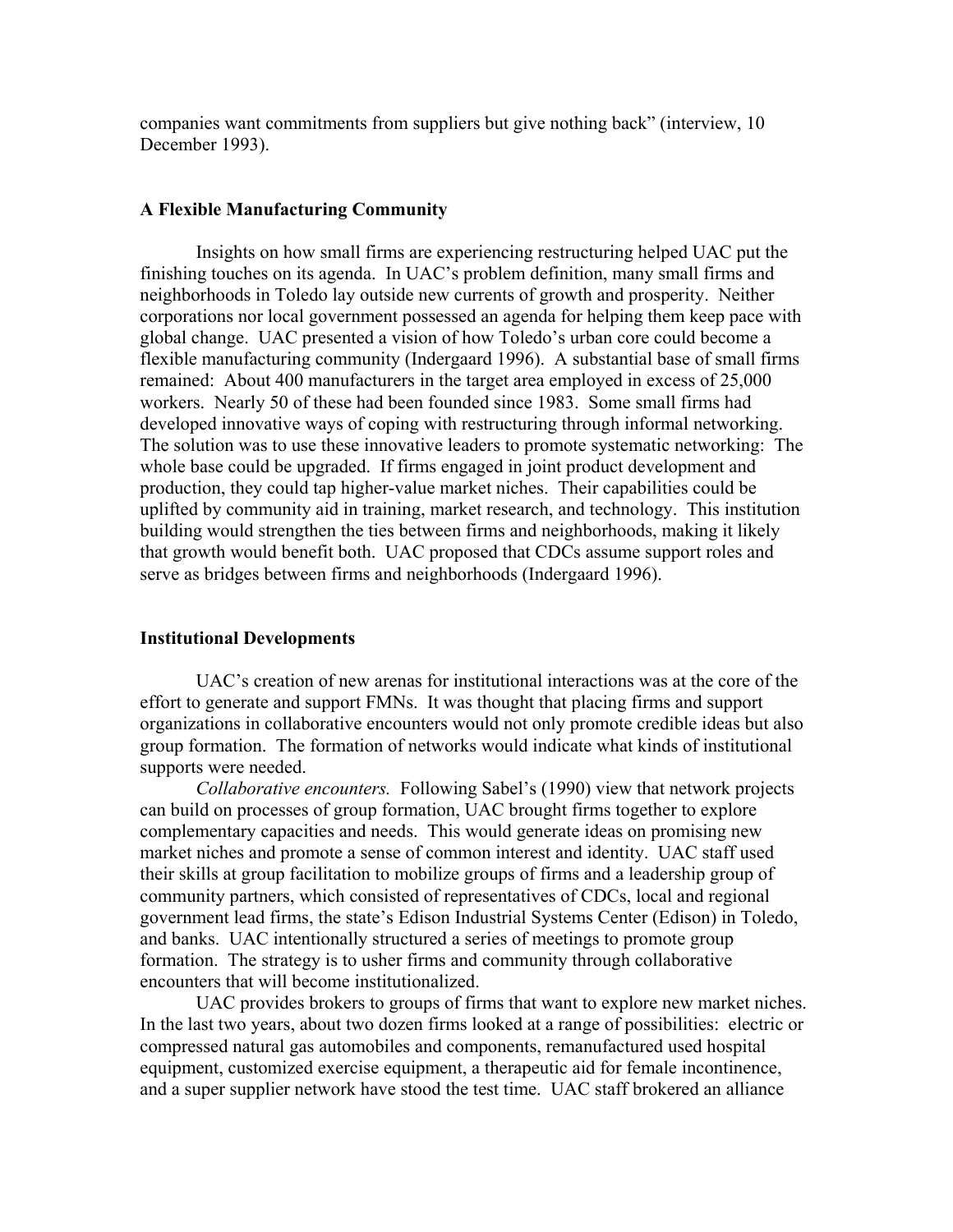companies want commitments from suppliers but give nothing back" (interview, 10 December 1993).

### A Flexible Manufacturing Community

Insights on how small firms are experiencing restructuring helped UAC put the finishing touches on its agenda. In UAC's problem definition, many small firms and neighborhoods in Toledo lay outside new currents of growth and prosperity. Neither corporations nor local government possessed an agenda for helping them keep pace with global change. UAC presented a vision of how Toledo's urban core could become a flexible manufacturing community (Indergaard 1996). A substantial base of small firms remained: About 400 manufacturers in the target area employed in excess of 25,000 workers. Nearly 50 of these had been founded since 1983. Some small firms had developed innovative ways of coping with restructuring through informal networking. The solution was to use these innovative leaders to promote systematic networking: The whole base could be upgraded. If firms engaged in joint product development and production, they could tap higher-value market niches. Their capabilities could be uplifted by community aid in training, market research, and technology. This institution building would strengthen the ties between firms and neighborhoods, making it likely that growth would benefit both. UAC proposed that CDCs assume support roles and serve as bridges between firms and neighborhoods (Indergaard 1996).

### Institutional Developments

UAC's creation of new arenas for institutional interactions was at the core of the effort to generate and support FMNs. It was thought that placing firms and support organizations in collaborative encounters would not only promote credible ideas but also group formation. The formation of networks would indicate what kinds of institutional supports were needed.

*Collaborative encounters.* Following Sabel's (1990) view that network projects can build on processes of group formation, UAC brought firms together to explore complementary capacities and needs. This would generate ideas on promising new market niches and promote a sense of common interest and identity. UAC staff used their skills at group facilitation to mobilize groups of firms and a leadership group of community partners, which consisted of representatives of CDCs, local and regional government lead firms, the state's Edison Industrial Systems Center (Edison) in Toledo, and banks. UAC intentionally structured a series of meetings to promote group formation. The strategy is to usher firms and community through collaborative encounters that will become institutionalized.

UAC provides brokers to groups of firms that want to explore new market niches. In the last two years, about two dozen firms looked at a range of possibilities: electric or compressed natural gas automobiles and components, remanufactured used hospital equipment, customized exercise equipment, a therapeutic aid for female incontinence, and a super supplier network have stood the test time. UAC staff brokered an alliance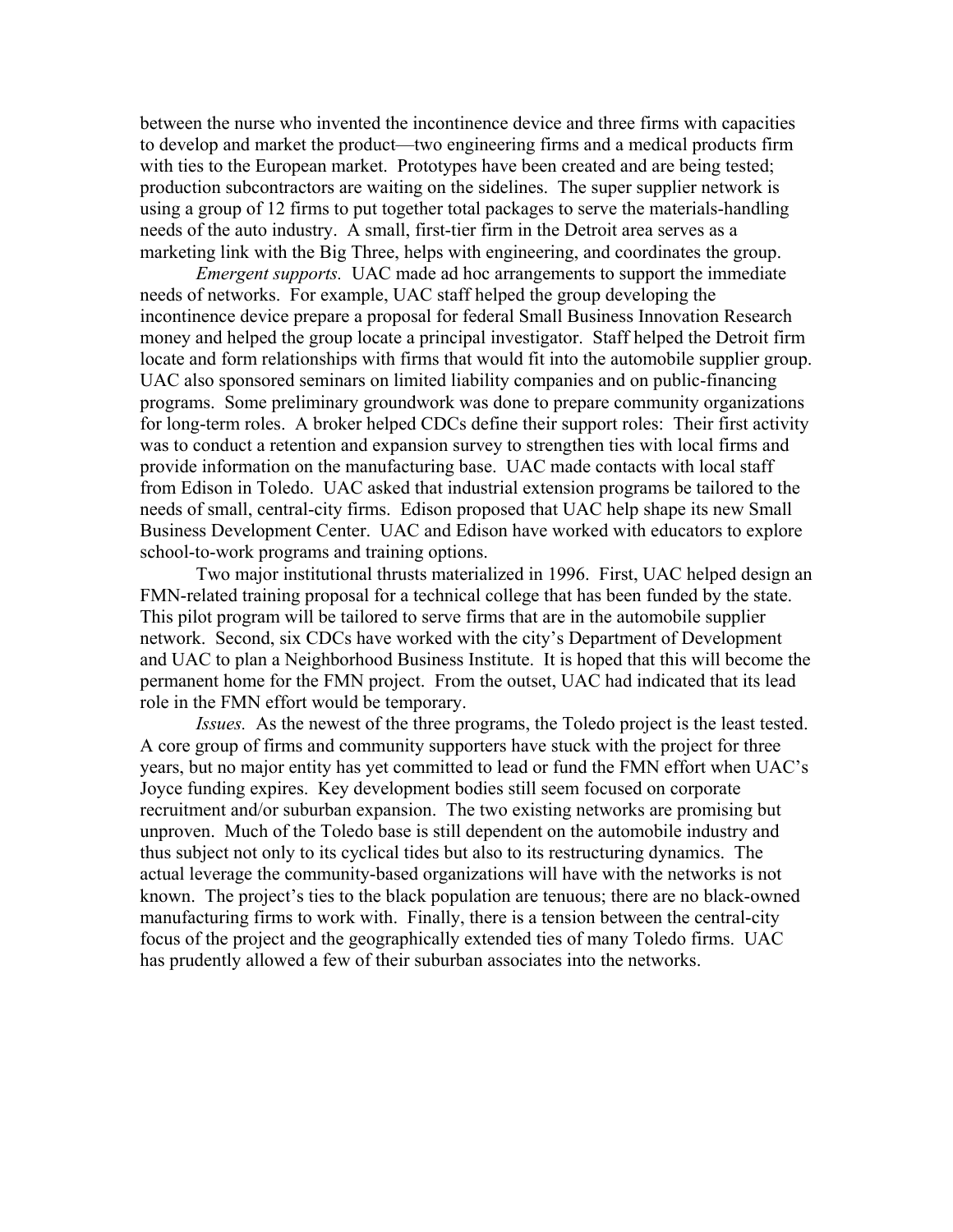between the nurse who invented the incontinence device and three firms with capacities to develop and market the product—two engineering firms and a medical products firm with ties to the European market. Prototypes have been created and are being tested; production subcontractors are waiting on the sidelines. The super supplier network is using a group of 12 firms to put together total packages to serve the materials-handling needs of the auto industry. A small, first-tier firm in the Detroit area serves as a marketing link with the Big Three, helps with engineering, and coordinates the group.

*Emergent supports.* UAC made ad hoc arrangements to support the immediate needs of networks. For example, UAC staff helped the group developing the incontinence device prepare a proposal for federal Small Business Innovation Research money and helped the group locate a principal investigator. Staff helped the Detroit firm locate and form relationships with firms that would fit into the automobile supplier group. UAC also sponsored seminars on limited liability companies and on public-financing programs. Some preliminary groundwork was done to prepare community organizations for long-term roles. A broker helped CDCs define their support roles: Their first activity was to conduct a retention and expansion survey to strengthen ties with local firms and provide information on the manufacturing base. UAC made contacts with local staff from Edison in Toledo. UAC asked that industrial extension programs be tailored to the needs of small, central-city firms. Edison proposed that UAC help shape its new Small Business Development Center. UAC and Edison have worked with educators to explore school-to-work programs and training options.

Two major institutional thrusts materialized in 1996. First, UAC helped design an FMN-related training proposal for a technical college that has been funded by the state. This pilot program will be tailored to serve firms that are in the automobile supplier network. Second, six CDCs have worked with the city's Department of Development and UAC to plan a Neighborhood Business Institute. It is hoped that this will become the permanent home for the FMN project. From the outset, UAC had indicated that its lead role in the FMN effort would be temporary.

*Issues.* As the newest of the three programs, the Toledo project is the least tested. A core group of firms and community supporters have stuck with the project for three years, but no major entity has yet committed to lead or fund the FMN effort when UAC's Joyce funding expires. Key development bodies still seem focused on corporate recruitment and/or suburban expansion. The two existing networks are promising but unproven. Much of the Toledo base is still dependent on the automobile industry and thus subject not only to its cyclical tides but also to its restructuring dynamics. The actual leverage the community-based organizations will have with the networks is not known. The project's ties to the black population are tenuous; there are no black-owned manufacturing firms to work with. Finally, there is a tension between the central-city focus of the project and the geographically extended ties of many Toledo firms. UAC has prudently allowed a few of their suburban associates into the networks.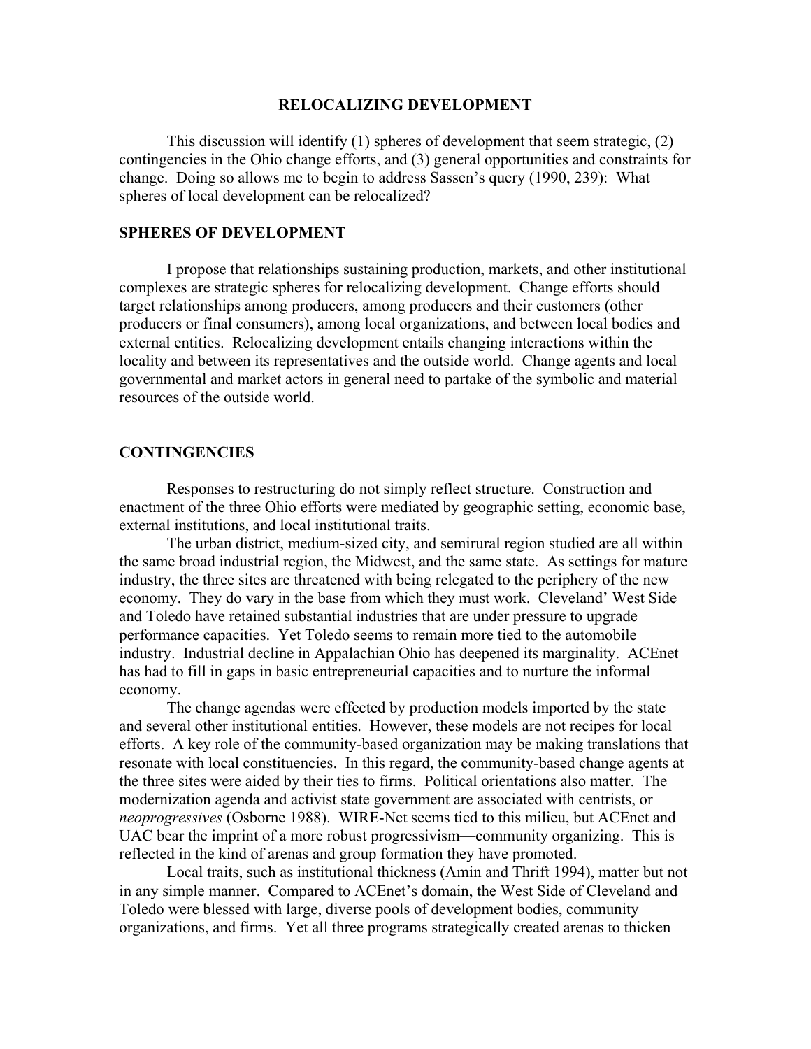## RELOCALIZING DEVELOPMENT

This discussion will identify (1) spheres of development that seem strategic, (2) contingencies in the Ohio change efforts, and (3) general opportunities and constraints for change. Doing so allows me to begin to address Sassen's query (1990, 239): What spheres of local development can be relocalized?

### SPHERES OF DEVELOPMENT

I propose that relationships sustaining production, markets, and other institutional complexes are strategic spheres for relocalizing development. Change efforts should target relationships among producers, among producers and their customers (other producers or final consumers), among local organizations, and between local bodies and external entities. Relocalizing development entails changing interactions within the locality and between its representatives and the outside world. Change agents and local governmental and market actors in general need to partake of the symbolic and material resources of the outside world.

### CONTINGENCIES

Responses to restructuring do not simply reflect structure. Construction and enactment of the three Ohio efforts were mediated by geographic setting, economic base, external institutions, and local institutional traits.

The urban district, medium-sized city, and semirural region studied are all within the same broad industrial region, the Midwest, and the same state. As settings for mature industry, the three sites are threatened with being relegated to the periphery of the new economy. They do vary in the base from which they must work. Cleveland' West Side and Toledo have retained substantial industries that are under pressure to upgrade performance capacities. Yet Toledo seems to remain more tied to the automobile industry. Industrial decline in Appalachian Ohio has deepened its marginality. ACEnet has had to fill in gaps in basic entrepreneurial capacities and to nurture the informal economy.

The change agendas were effected by production models imported by the state and several other institutional entities. However, these models are not recipes for local efforts. A key role of the community-based organization may be making translations that resonate with local constituencies. In this regard, the community-based change agents at the three sites were aided by their ties to firms. Political orientations also matter. The modernization agenda and activist state government are associated with centrists, or *neoprogressives* (Osborne 1988). WIRE-Net seems tied to this milieu, but ACEnet and UAC bear the imprint of a more robust progressivism—community organizing. This is reflected in the kind of arenas and group formation they have promoted.

Local traits, such as institutional thickness (Amin and Thrift 1994), matter but not in any simple manner. Compared to ACEnet's domain, the West Side of Cleveland and Toledo were blessed with large, diverse pools of development bodies, community organizations, and firms. Yet all three programs strategically created arenas to thicken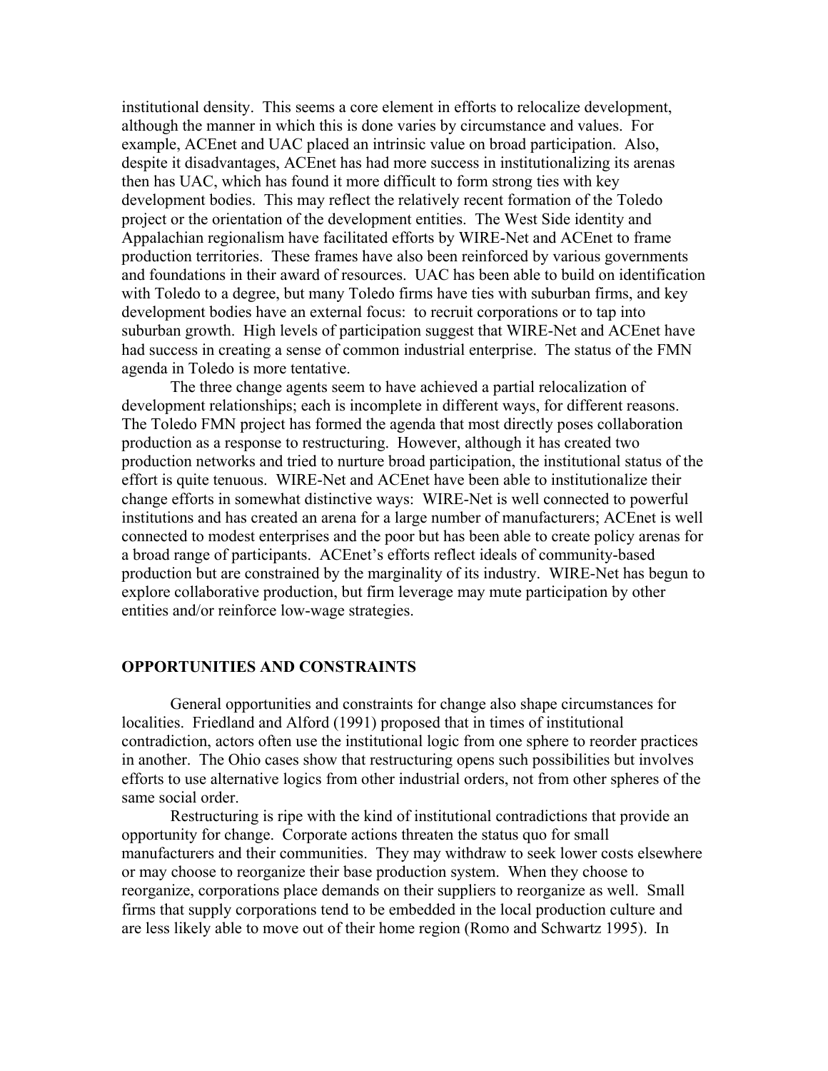institutional density. This seems a core element in efforts to relocalize development, although the manner in which this is done varies by circumstance and values. For example, ACEnet and UAC placed an intrinsic value on broad participation. Also, despite it disadvantages, ACEnet has had more success in institutionalizing its arenas then has UAC, which has found it more difficult to form strong ties with key development bodies. This may reflect the relatively recent formation of the Toledo project or the orientation of the development entities. The West Side identity and Appalachian regionalism have facilitated efforts by WIRE-Net and ACEnet to frame production territories. These frames have also been reinforced by various governments and foundations in their award of resources. UAC has been able to build on identification with Toledo to a degree, but many Toledo firms have ties with suburban firms, and key development bodies have an external focus: to recruit corporations or to tap into suburban growth. High levels of participation suggest that WIRE-Net and ACEnet have had success in creating a sense of common industrial enterprise. The status of the FMN agenda in Toledo is more tentative.

The three change agents seem to have achieved a partial relocalization of development relationships; each is incomplete in different ways, for different reasons. The Toledo FMN project has formed the agenda that most directly poses collaboration production as a response to restructuring. However, although it has created two production networks and tried to nurture broad participation, the institutional status of the effort is quite tenuous. WIRE-Net and ACEnet have been able to institutionalize their change efforts in somewhat distinctive ways: WIRE-Net is well connected to powerful institutions and has created an arena for a large number of manufacturers; ACEnet is well connected to modest enterprises and the poor but has been able to create policy arenas for a broad range of participants. ACEnet's efforts reflect ideals of community-based production but are constrained by the marginality of its industry. WIRE-Net has begun to explore collaborative production, but firm leverage may mute participation by other entities and/or reinforce low-wage strategies.

## OPPORTUNITIES AND CONSTRAINTS

General opportunities and constraints for change also shape circumstances for localities. Friedland and Alford (1991) proposed that in times of institutional contradiction, actors often use the institutional logic from one sphere to reorder practices in another. The Ohio cases show that restructuring opens such possibilities but involves efforts to use alternative logics from other industrial orders, not from other spheres of the same social order.

Restructuring is ripe with the kind of institutional contradictions that provide an opportunity for change. Corporate actions threaten the status quo for small manufacturers and their communities. They may withdraw to seek lower costs elsewhere or may choose to reorganize their base production system. When they choose to reorganize, corporations place demands on their suppliers to reorganize as well. Small firms that supply corporations tend to be embedded in the local production culture and are less likely able to move out of their home region (Romo and Schwartz 1995). In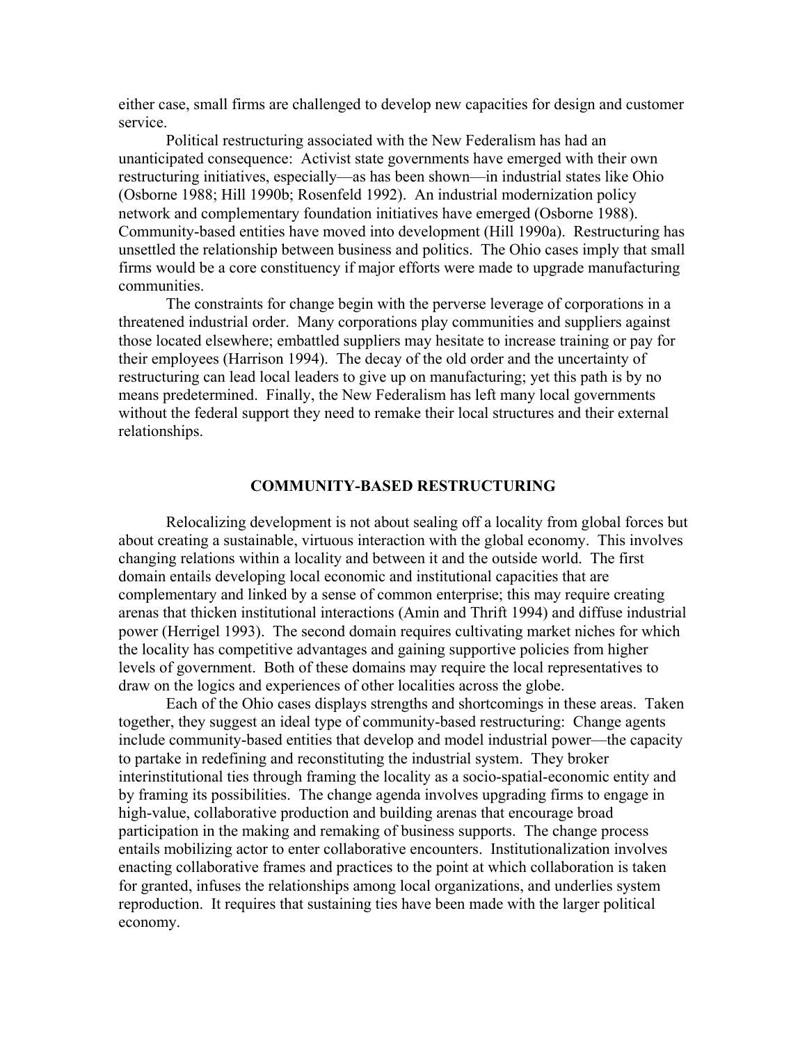either case, small firms are challenged to develop new capacities for design and customer service.

Political restructuring associated with the New Federalism has had an unanticipated consequence: Activist state governments have emerged with their own restructuring initiatives, especially—as has been shown—in industrial states like Ohio (Osborne 1988; Hill 1990b; Rosenfeld 1992). An industrial modernization policy network and complementary foundation initiatives have emerged (Osborne 1988). Community-based entities have moved into development (Hill 1990a). Restructuring has unsettled the relationship between business and politics. The Ohio cases imply that small firms would be a core constituency if major efforts were made to upgrade manufacturing communities.

The constraints for change begin with the perverse leverage of corporations in a threatened industrial order. Many corporations play communities and suppliers against those located elsewhere; embattled suppliers may hesitate to increase training or pay for their employees (Harrison 1994). The decay of the old order and the uncertainty of restructuring can lead local leaders to give up on manufacturing; yet this path is by no means predetermined. Finally, the New Federalism has left many local governments without the federal support they need to remake their local structures and their external relationships.

## COMMUNITY-BASED RESTRUCTURING

Relocalizing development is not about sealing off a locality from global forces but about creating a sustainable, virtuous interaction with the global economy. This involves changing relations within a locality and between it and the outside world. The first domain entails developing local economic and institutional capacities that are complementary and linked by a sense of common enterprise; this may require creating arenas that thicken institutional interactions (Amin and Thrift 1994) and diffuse industrial power (Herrigel 1993). The second domain requires cultivating market niches for which the locality has competitive advantages and gaining supportive policies from higher levels of government. Both of these domains may require the local representatives to draw on the logics and experiences of other localities across the globe.

Each of the Ohio cases displays strengths and shortcomings in these areas. Taken together, they suggest an ideal type of community-based restructuring: Change agents include community-based entities that develop and model industrial power—the capacity to partake in redefining and reconstituting the industrial system. They broker interinstitutional ties through framing the locality as a socio-spatial-economic entity and by framing its possibilities. The change agenda involves upgrading firms to engage in high-value, collaborative production and building arenas that encourage broad participation in the making and remaking of business supports. The change process entails mobilizing actor to enter collaborative encounters. Institutionalization involves enacting collaborative frames and practices to the point at which collaboration is taken for granted, infuses the relationships among local organizations, and underlies system reproduction. It requires that sustaining ties have been made with the larger political economy.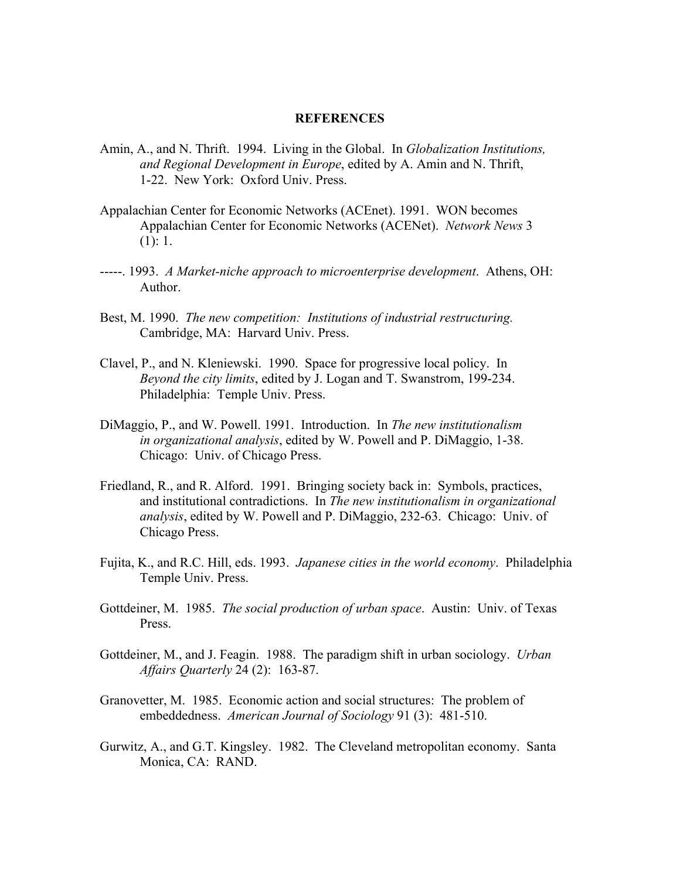## REFERENCES

Amin, A., and N. Thrift. 1994. Living in the Global. In *Globalization Institutions, and Regional Development in Europe*, edited by A. Amin and N. Thrift, 1-22. New York: Oxford Univ. Press.

Appalachian Center for Economic Networks (ACEnet). 1991. WON becomes Appalachian Center for Economic Networks (ACENet). *Network News* 3 (1): 1.

-----. 1993. *A Market-niche approach to microenterprise development*. Athens, OH: Author.

Best, M. 1990. *The new competition: Institutions of industrial restructuring.* Cambridge, MA: Harvard Univ. Press.

Clavel, P., and N. Kleniewski. 1990. Space for progressive local policy. In *Beyond the city limits*, edited by J. Logan and T. Swanstrom, 199-234. Philadelphia: Temple Univ. Press.

DiMaggio, P., and W. Powell. 1991. Introduction. In *The new institutionalism in organizational analysis*, edited by W. Powell and P. DiMaggio, 1-38. Chicago: Univ. of Chicago Press.

Friedland, R., and R. Alford. 1991. Bringing society back in: Symbols, practices, and institutional contradictions. In *The new institutionalism in organizational analysis*, edited by W. Powell and P. DiMaggio, 232-63. Chicago: Univ. of Chicago Press.

Fujita, K., and R.C. Hill, eds. 1993. *Japanese cities in the world economy*. Philadelphia Temple Univ. Press.

Gottdeiner, M. 1985. *The social production of urban space*. Austin: Univ. of Texas Press.

Gottdeiner, M., and J. Feagin. 1988. The paradigm shift in urban sociology. *Urban Affairs Quarterly* 24 (2): 163-87.

Granovetter, M. 1985. Economic action and social structures: The problem of embeddedness. *American Journal of Sociology* 91 (3): 481-510.

Gurwitz, A., and G.T. Kingsley. 1982. The Cleveland metropolitan economy. Santa Monica, CA: RAND.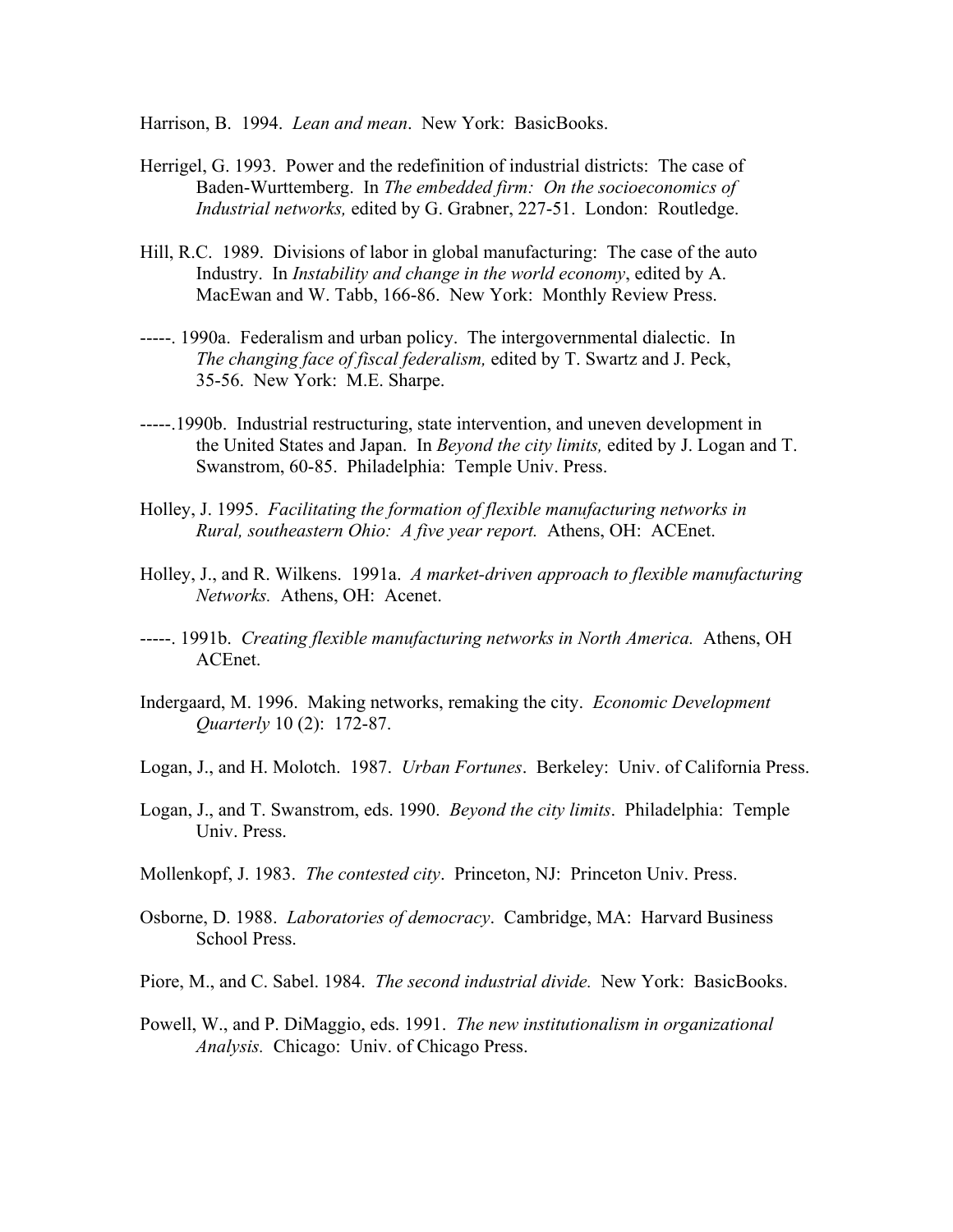Harrison, B. 1994. *Lean and mean*. New York: BasicBooks.

Herrigel, G. 1993. Power and the redefinition of industrial districts: The case of Baden-Wurttemberg. In *The embedded firm: On the socioeconomics of Industrial networks,* edited by G. Grabner, 227-51. London: Routledge.

Hill, R.C. 1989. Divisions of labor in global manufacturing: The case of the auto Industry. In *Instability and change in the world economy*, edited by A. MacEwan and W. Tabb, 166-86. New York: Monthly Review Press.

-----. 1990a. Federalism and urban policy. The intergovernmental dialectic. In *The changing face of fiscal federalism,* edited by T. Swartz and J. Peck, 35-56. New York: M.E. Sharpe.

-----.1990b. Industrial restructuring, state intervention, and uneven development in the United States and Japan. In *Beyond the city limits,* edited by J. Logan and T. Swanstrom, 60-85. Philadelphia: Temple Univ. Press.

Holley, J. 1995. *Facilitating the formation of flexible manufacturing networks in Rural, southeastern Ohio: A five year report.* Athens, OH: ACEnet.

Holley, J., and R. Wilkens. 1991a. *A market-driven approach to flexible manufacturing Networks.* Athens, OH: Acenet.

-----. 1991b. *Creating flexible manufacturing networks in North America.* Athens, OH ACEnet.

Indergaard, M. 1996. Making networks, remaking the city. *Economic Development Quarterly* 10 (2): 172-87.

Logan, J., and H. Molotch. 1987. *Urban Fortunes*. Berkeley: Univ. of California Press.

Logan, J., and T. Swanstrom, eds. 1990. *Beyond the city limits*. Philadelphia: Temple Univ. Press.

Mollenkopf, J. 1983. *The contested city*. Princeton, NJ: Princeton Univ. Press.

Osborne, D. 1988. *Laboratories of democracy*. Cambridge, MA: Harvard Business School Press.

Piore, M., and C. Sabel. 1984. *The second industrial divide.* New York: BasicBooks.

Powell, W., and P. DiMaggio, eds. 1991. *The new institutionalism in organizational Analysis.* Chicago: Univ. of Chicago Press.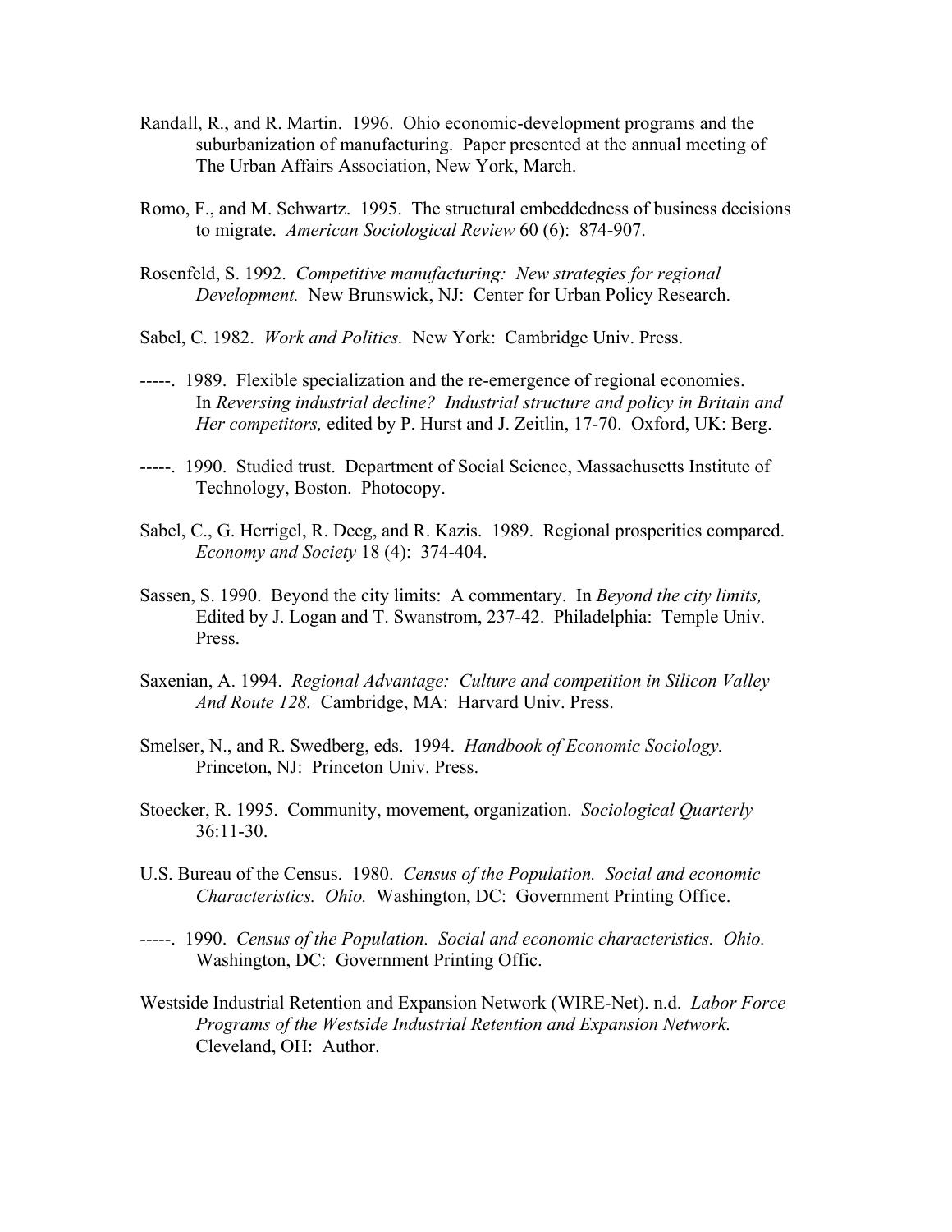Randall, R., and R. Martin. 1996. Ohio economic-development programs and the suburbanization of manufacturing. Paper presented at the annual meeting of The Urban Affairs Association, New York, March.

Romo, F., and M. Schwartz. 1995. The structural embeddedness of business decisions to migrate. *American Sociological Review* 60 (6): 874-907.

Rosenfeld, S. 1992. *Competitive manufacturing: New strategies for regional Development.* New Brunswick, NJ: Center for Urban Policy Research.

Sabel, C. 1982. *Work and Politics.* New York: Cambridge Univ. Press.

-----. 1989. Flexible specialization and the re-emergence of regional economies. In *Reversing industrial decline? Industrial structure and policy in Britain and Her competitors,* edited by P. Hurst and J. Zeitlin, 17-70. Oxford, UK: Berg.

-----. 1990. Studied trust. Department of Social Science, Massachusetts Institute of Technology, Boston. Photocopy.

Sabel, C., G. Herrigel, R. Deeg, and R. Kazis. 1989. Regional prosperities compared. *Economy and Society* 18 (4): 374-404.

Sassen, S. 1990. Beyond the city limits: A commentary. In *Beyond the city limits,* Edited by J. Logan and T. Swanstrom, 237-42. Philadelphia: Temple Univ. Press.

Saxenian, A. 1994. *Regional Advantage: Culture and competition in Silicon Valley And Route 128.* Cambridge, MA: Harvard Univ. Press.

Smelser, N., and R. Swedberg, eds. 1994. *Handbook of Economic Sociology.* Princeton, NJ: Princeton Univ. Press.

Stoecker, R. 1995. Community, movement, organization. *Sociological Quarterly* 36:11-30.

U.S. Bureau of the Census. 1980. *Census of the Population. Social and economic Characteristics. Ohio.* Washington, DC: Government Printing Office.

-----. 1990. *Census of the Population. Social and economic characteristics. Ohio.* Washington, DC: Government Printing Offic.

Westside Industrial Retention and Expansion Network (WIRE-Net). n.d. *Labor Force Programs of the Westside Industrial Retention and Expansion Network.* Cleveland, OH: Author.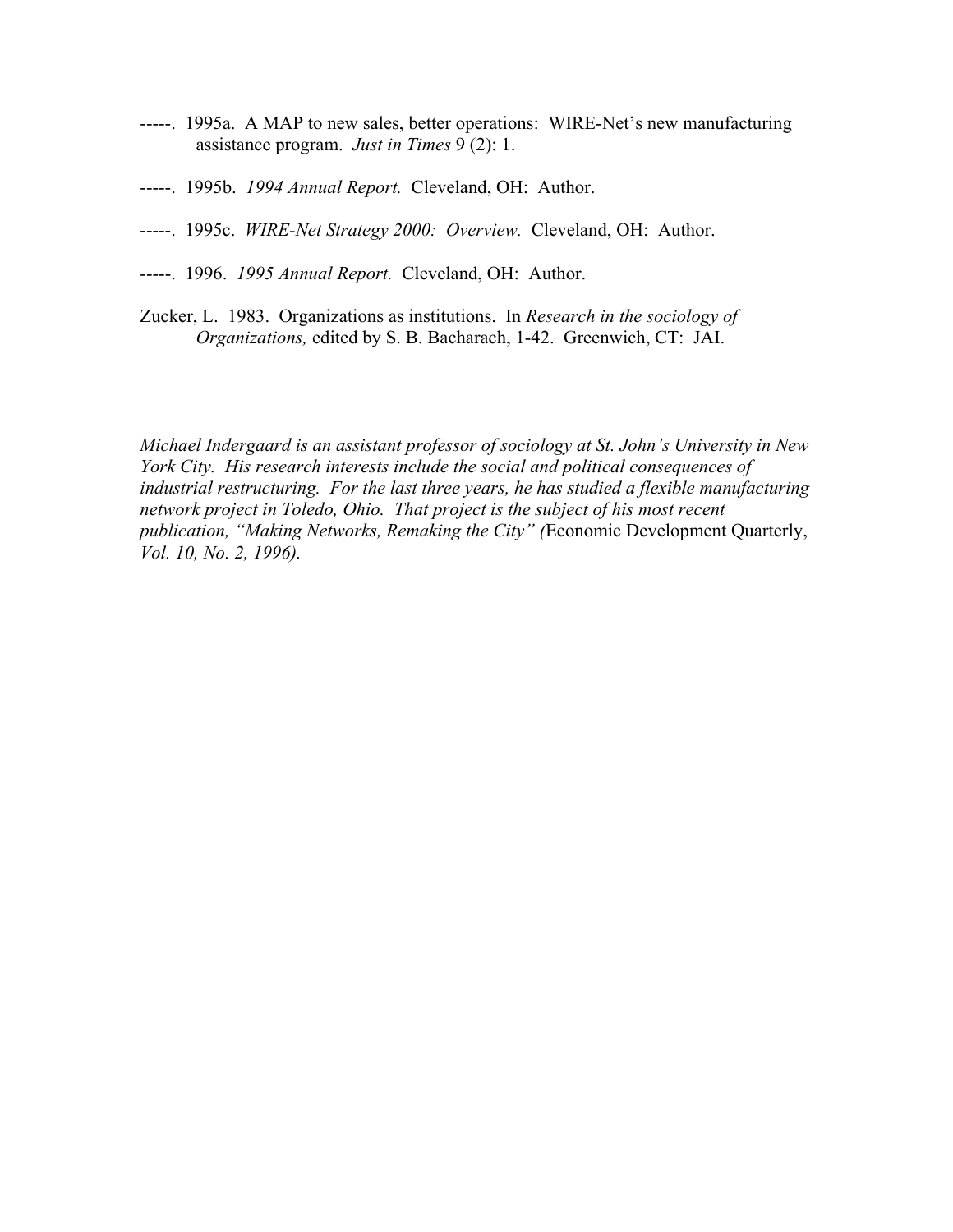-----. 1995a. A MAP to new sales, better operations: WIRE-Net's new manufacturing assistance program. *Just in Times* 9 (2): 1.

-----. 1995b. *1994 Annual Report.* Cleveland, OH: Author.

-----. 1995c. *WIRE-Net Strategy 2000: Overview.* Cleveland, OH: Author.

-----. 1996. *1995 Annual Report.* Cleveland, OH: Author.

Zucker, L. 1983. Organizations as institutions. In *Research in the sociology of Organizations,* edited by S. B. Bacharach, 1-42. Greenwich, CT: JAI.

*Michael Indergaard is an assistant professor of sociology at St. John's University in New York City. His research interests include the social and political consequences of industrial restructuring. For the last three years, he has studied a flexible manufacturing network project in Toledo, Ohio. That project is the subject of his most recent publication, "Making Networks, Remaking the City" (*Economic Development Quarterly*, Vol. 10, No. 2, 1996).*